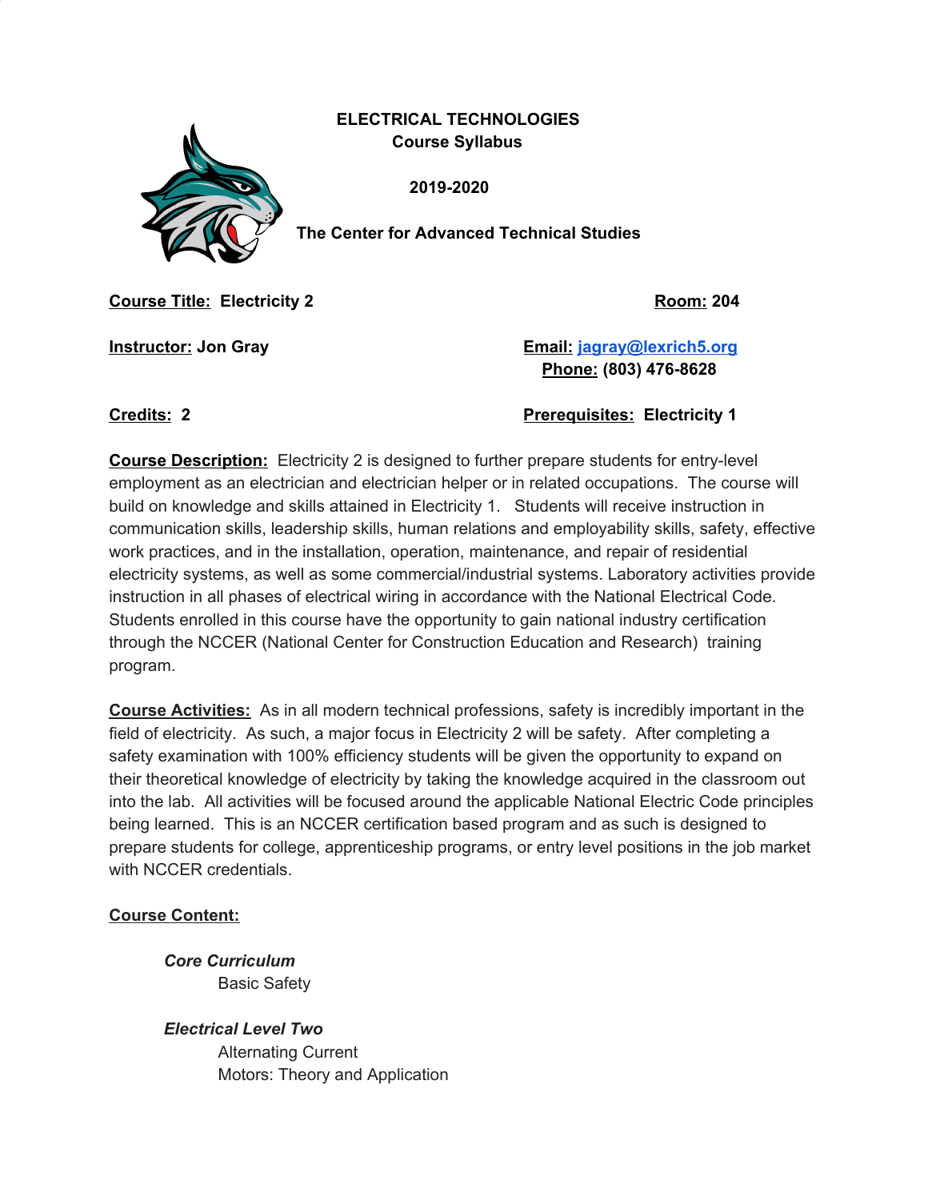**ELECTRICAL TECHNOLOGIES**
**Course Syllabus**

**2019-2020**

**The Center for Advanced Technical Studies**

**Course Title: Electricity 2** **Room: 204**

**Instructor: Jon Gray** **Email: jagray@lexrich5.org**
**Phone: (803) 476-8628**

**Credits: 2** **Prerequisites: Electricity 1**

**Course Description:** Electricity 2 is designed to further prepare students for entry-level employment as an electrician and electrician helper or in related occupations. The course will build on knowledge and skills attained in Electricity 1. Students will receive instruction in communication skills, leadership skills, human relations and employability skills, safety, effective work practices, and in the installation, operation, maintenance, and repair of residential electricity systems, as well as some commercial/industrial systems. Laboratory activities provide instruction in all phases of electrical wiring in accordance with the National Electrical Code. Students enrolled in this course have the opportunity to gain national industry certification through the NCCER (National Center for Construction Education and Research) training program.

**Course Activities:** As in all modern technical professions, safety is incredibly important in the field of electricity. As such, a major focus in Electricity 2 will be safety. After completing a safety examination with 100% efficiency students will be given the opportunity to expand on their theoretical knowledge of electricity by taking the knowledge acquired in the classroom out into the lab. All activities will be focused around the applicable National Electric Code principles being learned. This is an NCCER certification based program and as such is designed to prepare students for college, apprenticeship programs, or entry level positions in the job market with NCCER credentials.

**Course Content:**

***Core Curriculum***
- Basic Safety

***Electrical Level Two***
- Alternating Current
- Motors: Theory and Application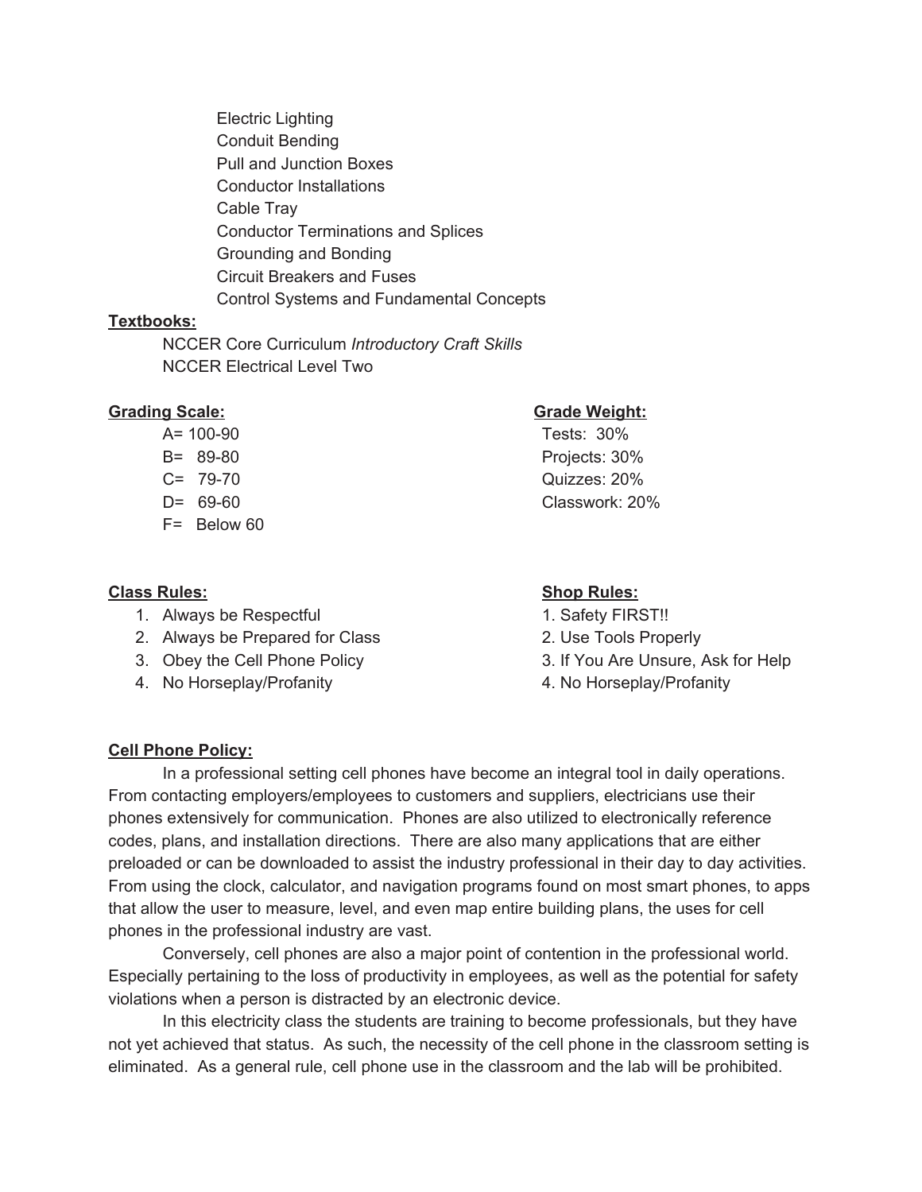Electric Lighting
Conduit Bending
Pull and Junction Boxes
Conductor Installations
Cable Tray
Conductor Terminations and Splices
Grounding and Bonding
Circuit Breakers and Fuses
Control Systems and Fundamental Concepts

**Textbooks:**

NCCER Core Curriculum *Introductory Craft Skills*
NCCER Electrical Level Two

**Grading Scale:**

A= 100-90
B= 89-80
C= 79-70
D= 69-60
F= Below 60

**Grade Weight:**

Tests: 30%
Projects: 30%
Quizzes: 20%
Classwork: 20%

**Class Rules:**

1. Always be Respectful
2. Always be Prepared for Class
3. Obey the Cell Phone Policy
4. No Horseplay/Profanity

**Shop Rules:**

1. Safety FIRST!!
2. Use Tools Properly
3. If You Are Unsure, Ask for Help
4. No Horseplay/Profanity

**Cell Phone Policy:**

In a professional setting cell phones have become an integral tool in daily operations. From contacting employers/employees to customers and suppliers, electricians use their phones extensively for communication. Phones are also utilized to electronically reference codes, plans, and installation directions. There are also many applications that are either preloaded or can be downloaded to assist the industry professional in their day to day activities. From using the clock, calculator, and navigation programs found on most smart phones, to apps that allow the user to measure, level, and even map entire building plans, the uses for cell phones in the professional industry are vast.

Conversely, cell phones are also a major point of contention in the professional world. Especially pertaining to the loss of productivity in employees, as well as the potential for safety violations when a person is distracted by an electronic device.

In this electricity class the students are training to become professionals, but they have not yet achieved that status. As such, the necessity of the cell phone in the classroom setting is eliminated. As a general rule, cell phone use in the classroom and the lab will be prohibited.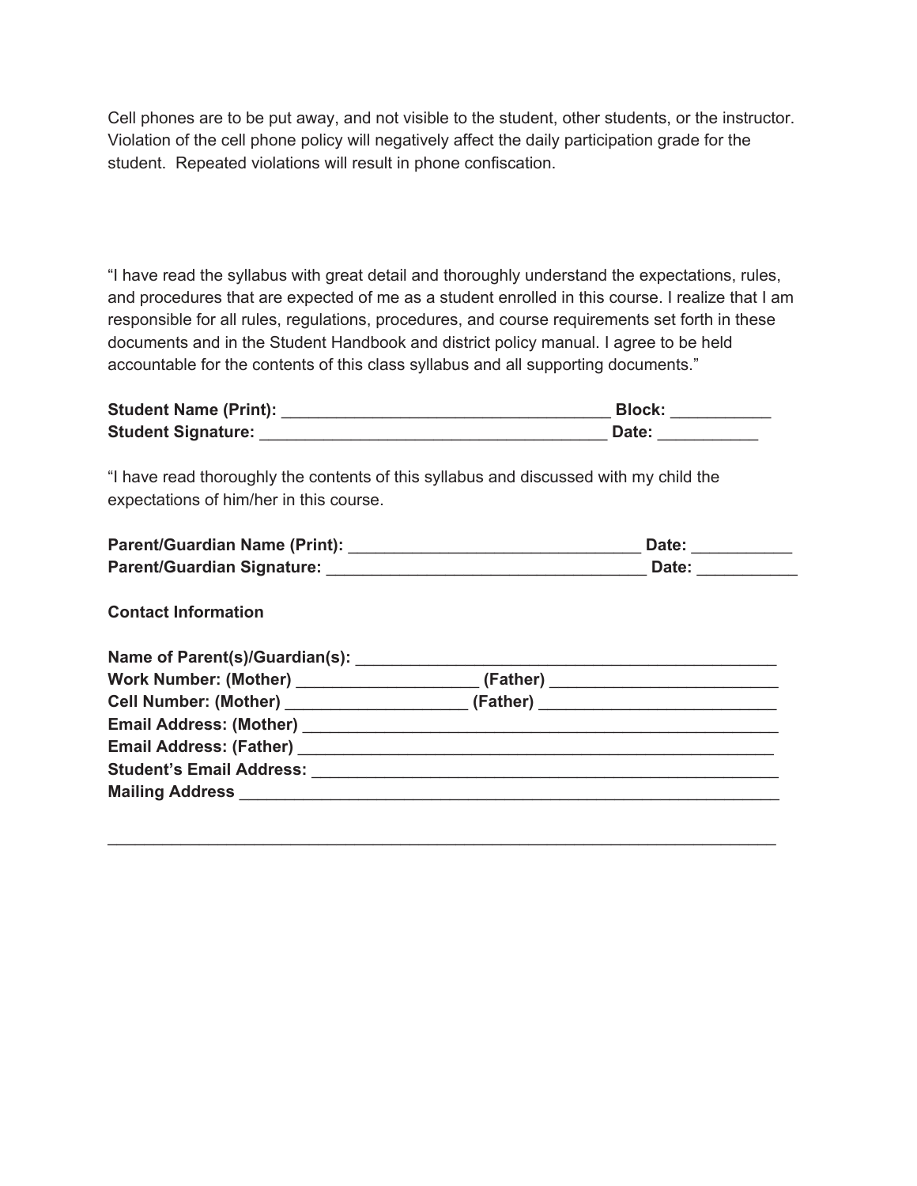Cell phones are to be put away, and not visible to the student, other students, or the instructor. Violation of the cell phone policy will negatively affect the daily participation grade for the student. Repeated violations will result in phone confiscation.

"I have read the syllabus with great detail and thoroughly understand the expectations, rules, and procedures that are expected of me as a student enrolled in this course. I realize that I am responsible for all rules, regulations, procedures, and course requirements set forth in these documents and in the Student Handbook and district policy manual. I agree to be held accountable for the contents of this class syllabus and all supporting documents."

**Student Name (Print):** ____________________________________ **Block:** ___________
**Student Signature:** ______________________________________ **Date:** ___________

"I have read thoroughly the contents of this syllabus and discussed with my child the expectations of him/her in this course.

**Parent/Guardian Name (Print):** ________________________________ **Date:** ___________
**Parent/Guardian Signature:** ___________________________________ **Date:** ___________

**Contact Information**

**Name of Parent(s)/Guardian(s):** ______________________________________________
**Work Number: (Mother)** ____________________ **(Father)** _________________________
**Cell Number: (Mother)** ____________________ **(Father)** __________________________
**Email Address: (Mother)** ___________________________________________________
**Email Address: (Father)** ___________________________________________________
**Student's Email Address:** ___________________________________________________
**Mailing Address** ___________________________________________________________

_____________________________________________________________________________